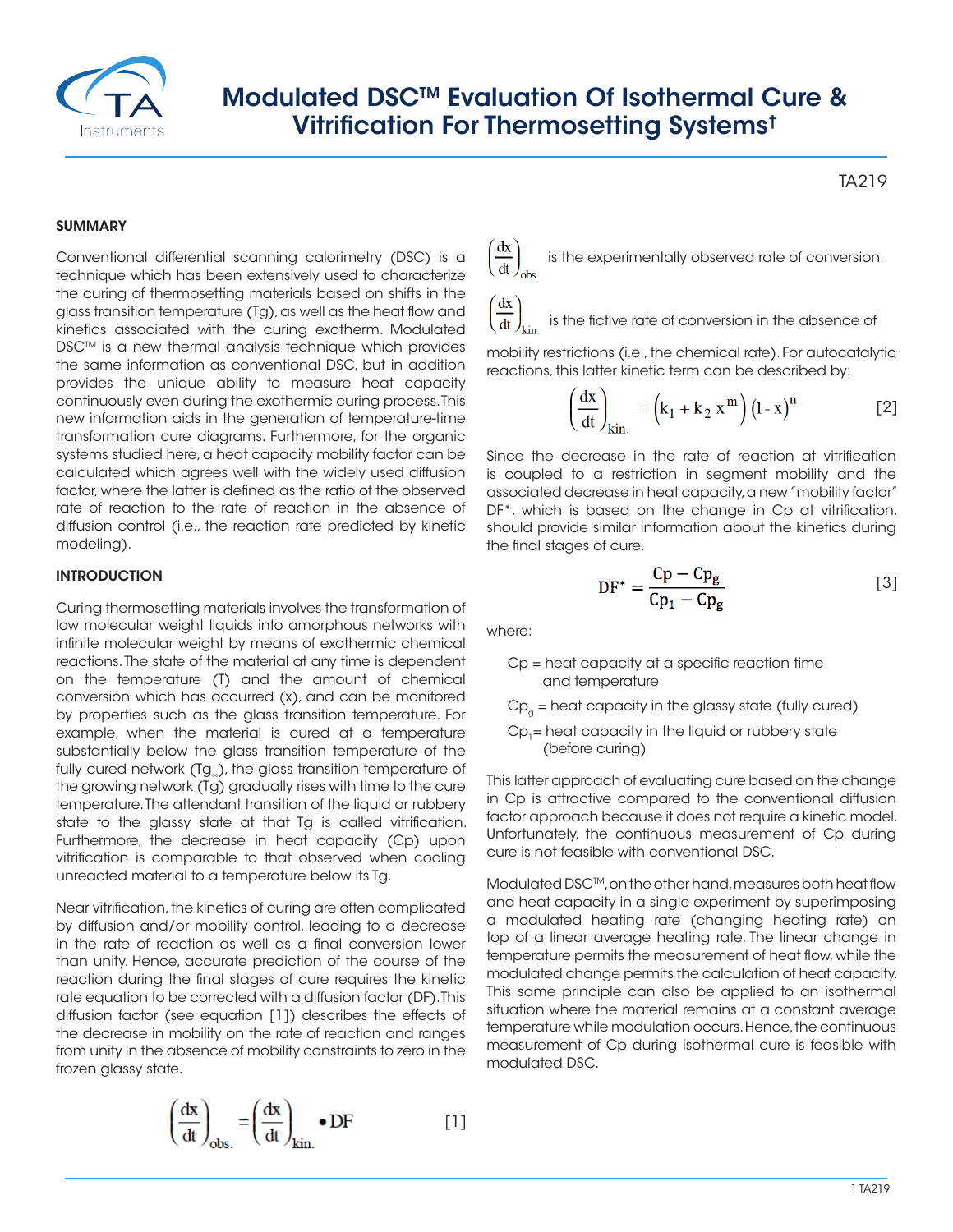# Modulated DSC™ Evaluation Of Isothermal Cure & Vitrification For Thermosetting Systems†

TA219

## SUMMARY

Conventional differential scanning calorimetry (DSC) is a technique which has been extensively used to characterize the curing of thermosetting materials based on shifts in the glass transition temperature (Tg), as well as the heat flow and kinetics associated with the curing exotherm. Modulated DSC™ is a new thermal analysis technique which provides the same information as conventional DSC, but in addition provides the unique ability to measure heat capacity continuously even during the exothermic curing process. This new information aids in the generation of temperature-time transformation cure diagrams. Furthermore, for the organic systems studied here, a heat capacity mobility factor can be calculated which agrees well with the widely used diffusion factor, where the latter is defined as the ratio of the observed rate of reaction to the rate of reaction in the absence of diffusion control (i.e., the reaction rate predicted by kinetic modeling).

## INTRODUCTION

Curing thermosetting materials involves the transformation of low molecular weight liquids into amorphous networks with infinite molecular weight by means of exothermic chemical reactions. The state of the material at any time is dependent on the temperature (T) and the amount of chemical conversion which has occurred (x), and can be monitored by properties such as the glass transition temperature. For example, when the material is cured at a temperature substantially below the glass transition temperature of the fully cured network ($Tg_\infty$), the glass transition temperature of the growing network (Tg) gradually rises with time to the cure temperature. The attendant transition of the liquid or rubbery state to the glassy state at that Tg is called vitrification. Furthermore, the decrease in heat capacity (Cp) upon vitrification is comparable to that observed when cooling unreacted material to a temperature below its Tg.

Near vitrification, the kinetics of curing are often complicated by diffusion and/or mobility control, leading to a decrease in the rate of reaction as well as a final conversion lower than unity. Hence, accurate prediction of the course of the reaction during the final stages of cure requires the kinetic rate equation to be corrected with a diffusion factor (DF). This diffusion factor (see equation [1]) describes the effects of the decrease in mobility on the rate of reaction and ranges from unity in the absence of mobility constraints to zero in the frozen glassy state.

$$\left(\frac{dx}{dt}\right)_{obs.} = \left(\frac{dx}{dt}\right)_{kin.} \bullet DF \qquad [1]$$

$\left(\frac{dx}{dt}\right)_{obs.}$ is the experimentally observed rate of conversion.

$\left(\frac{dx}{dt}\right)_{kin.}$ is the fictive rate of conversion in the absence of mobility restrictions (i.e., the chemical rate). For autocatalytic reactions, this latter kinetic term can be described by:

$$\left(\frac{dx}{dt}\right)_{kin.} = \left(k_1 + k_2\, x^m\right)\left(1 - x\right)^n \qquad [2]$$

Since the decrease in the rate of reaction at vitrification is coupled to a restriction in segment mobility and the associated decrease in heat capacity, a new "mobility factor" DF*, which is based on the change in Cp at vitrification, should provide similar information about the kinetics during the final stages of cure.

$$DF^* = \frac{Cp - Cp_g}{Cp_1 - Cp_g} \qquad [3]$$

where:

- Cp = heat capacity at a specific reaction time and temperature
- $Cp_g$ = heat capacity in the glassy state (fully cured)
- $Cp_1$ = heat capacity in the liquid or rubbery state (before curing)

This latter approach of evaluating cure based on the change in Cp is attractive compared to the conventional diffusion factor approach because it does not require a kinetic model. Unfortunately, the continuous measurement of Cp during cure is not feasible with conventional DSC.

Modulated DSC™, on the other hand, measures both heat flow and heat capacity in a single experiment by superimposing a modulated heating rate (changing heating rate) on top of a linear average heating rate. The linear change in temperature permits the measurement of heat flow, while the modulated change permits the calculation of heat capacity. This same principle can also be applied to an isothermal situation where the material remains at a constant average temperature while modulation occurs. Hence, the continuous measurement of Cp during isothermal cure is feasible with modulated DSC.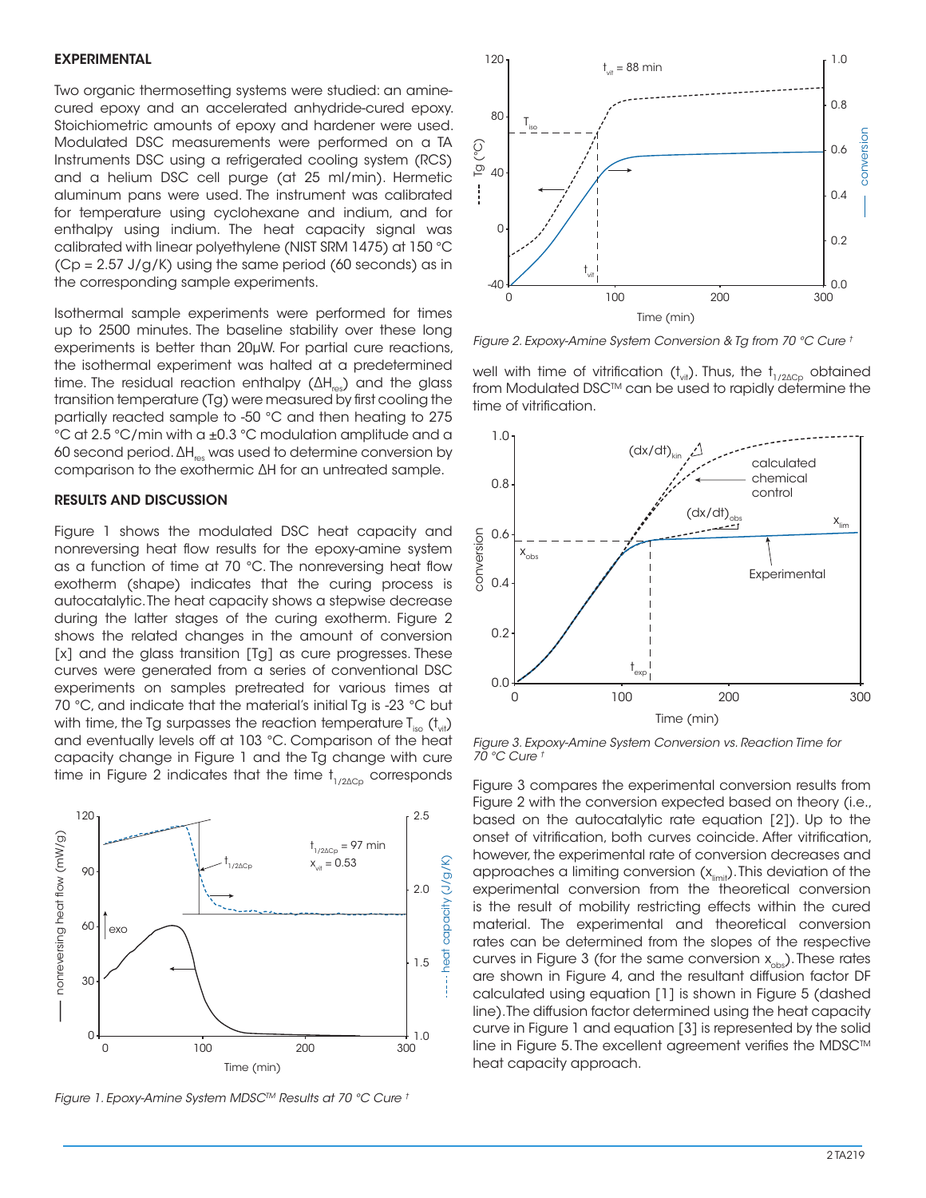## EXPERIMENTAL

Two organic thermosetting systems were studied: an amine-cured epoxy and an accelerated anhydride-cured epoxy. Stoichiometric amounts of epoxy and hardener were used. Modulated DSC measurements were performed on a TA Instruments DSC using a refrigerated cooling system (RCS) and a helium DSC cell purge (at 25 ml/min). Hermetic aluminum pans were used. The instrument was calibrated for temperature using cyclohexane and indium, and for enthalpy using indium. The heat capacity signal was calibrated with linear polyethylene (NIST SRM 1475) at 150 °C (Cp = 2.57 J/g/K) using the same period (60 seconds) as in the corresponding sample experiments.

Isothermal sample experiments were performed for times up to 2500 minutes. The baseline stability over these long experiments is better than 20μW. For partial cure reactions, the isothermal experiment was halted at a predetermined time. The residual reaction enthalpy ($\Delta H_{res}$) and the glass transition temperature (Tg) were measured by first cooling the partially reacted sample to -50 °C and then heating to 275 °C at 2.5 °C/min with a ±0.3 °C modulation amplitude and a 60 second period. $\Delta H_{res}$ was used to determine conversion by comparison to the exothermic ΔH for an untreated sample.

## RESULTS AND DISCUSSION

Figure 1 shows the modulated DSC heat capacity and nonreversing heat flow results for the epoxy-amine system as a function of time at 70 °C. The nonreversing heat flow exotherm (shape) indicates that the curing process is autocatalytic. The heat capacity shows a stepwise decrease during the latter stages of the curing exotherm. Figure 2 shows the related changes in the amount of conversion [x] and the glass transition [Tg] as cure progresses. These curves were generated from a series of conventional DSC experiments on samples pretreated for various times at 70 °C, and indicate that the material's initial Tg is -23 °C but with time, the Tg surpasses the reaction temperature $T_{iso}$ ($t_{vit}$) and eventually levels off at 103 °C. Comparison of the heat capacity change in Figure 1 and the Tg change with cure time in Figure 2 indicates that the time $t_{1/2\Delta Cp}$ corresponds well with time of vitrification ($t_{vit}$). Thus, the $t_{1/2\Delta Cp}$ obtained from Modulated DSC™ can be used to rapidly determine the time of vitrification.

*Figure 1. Expoxy-Amine System MDSC™ Results at 70 °C Cure †*

*Figure 2. Expoxy-Amine System Conversion & Tg from 70 °C Cure †*

*Figure 3. Expoxy-Amine System Conversion vs. Reaction Time for 70 °C Cure †*

Figure 3 compares the experimental conversion results from Figure 2 with the conversion expected based on theory (i.e., based on the autocatalytic rate equation [2]). Up to the onset of vitrification, both curves coincide. After vitrification, however, the experimental rate of conversion decreases and approaches a limiting conversion ($x_{limit}$). This deviation of the experimental conversion from the theoretical conversion is the result of mobility restricting effects within the cured material. The experimental and theoretical conversion rates can be determined from the slopes of the respective curves in Figure 3 (for the same conversion $x_{obs}$). These rates are shown in Figure 4, and the resultant diffusion factor DF calculated using equation [1] is shown in Figure 5 (dashed line). The diffusion factor determined using the heat capacity curve in Figure 1 and equation [3] is represented by the solid line in Figure 5. The excellent agreement verifies the MDSC™ heat capacity approach.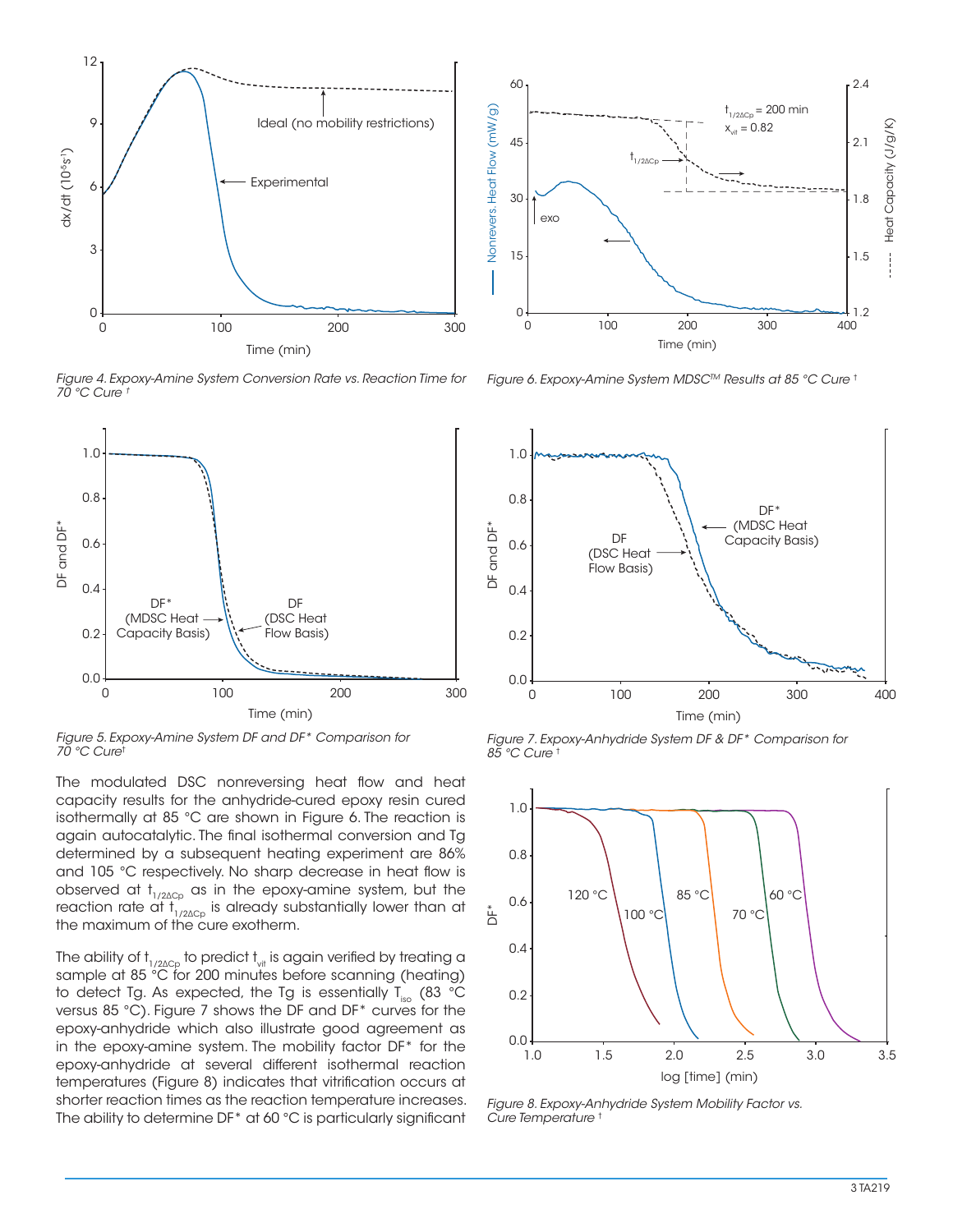*Figure 4. Expoxy-Amine System Conversion Rate vs. Reaction Time for 70 °C Cure †*

*Figure 6. Expoxy-Amine System MDSC™ Results at 85 °C Cure †*

*Figure 5. Expoxy-Amine System DF and DF* Comparison for 70 °C Cure†*

*Figure 7. Expoxy-Anhydride System DF & DF* Comparison for 85 °C Cure †*

*Figure 8. Expoxy-Anhydride System Mobility Factor vs. Cure Temperature †*

The modulated DSC nonreversing heat flow and heat capacity results for the anhydride-cured epoxy resin cured isothermally at 85 °C are shown in Figure 6. The reaction is again autocatalytic. The final isothermal conversion and Tg determined by a subsequent heating experiment are 86% and 105 °C respectively. No sharp decrease in heat flow is observed at $t_{1/2\Delta Cp}$ as in the epoxy-amine system, but the reaction rate at $t_{1/2\Delta Cp}$ is already substantially lower than at the maximum of the cure exotherm.

The ability of $t_{1/2\Delta Cp}$ to predict $t_{vit}$ is again verified by treating a sample at 85 °C for 200 minutes before scanning (heating) to detect Tg. As expected, the Tg is essentially $T_{iso}$ (83 °C versus 85 °C). Figure 7 shows the DF and DF* curves for the epoxy-anhydride which also illustrate good agreement as in the epoxy-amine system. The mobility factor DF* for the epoxy-anhydride at several different isothermal reaction temperatures (Figure 8) indicates that vitrification occurs at shorter reaction times as the reaction temperature increases. The ability to determine DF* at 60 °C is particularly significant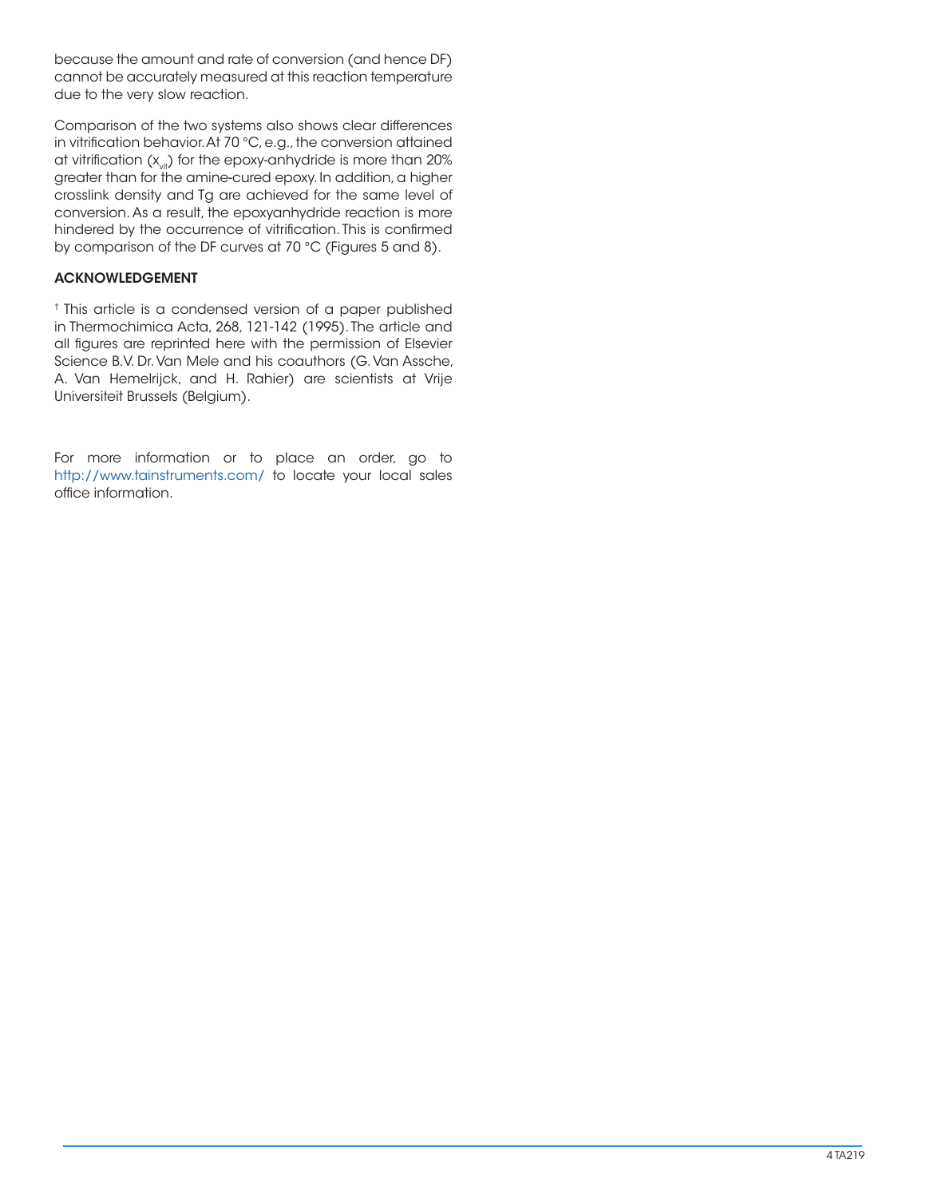because the amount and rate of conversion (and hence DF) cannot be accurately measured at this reaction temperature due to the very slow reaction.

Comparison of the two systems also shows clear differences in vitrification behavior. At 70 °C, e.g., the conversion attained at vitrification ($x_{vit}$) for the epoxy-anhydride is more than 20% greater than for the amine-cured epoxy. In addition, a higher crosslink density and Tg are achieved for the same level of conversion. As a result, the epoxyanhydride reaction is more hindered by the occurrence of vitrification. This is confirmed by comparison of the DF curves at 70 °C (Figures 5 and 8).

**ACKNOWLEDGEMENT**

† This article is a condensed version of a paper published in Thermochimica Acta, 268, 121-142 (1995). The article and all figures are reprinted here with the permission of Elsevier Science B.V. Dr. Van Mele and his coauthors (G. Van Assche, A. Van Hemelrijck, and H. Rahier) are scientists at Vrije Universiteit Brussels (Belgium).

For more information or to place an order, go to http://www.tainstruments.com/ to locate your local sales office information.